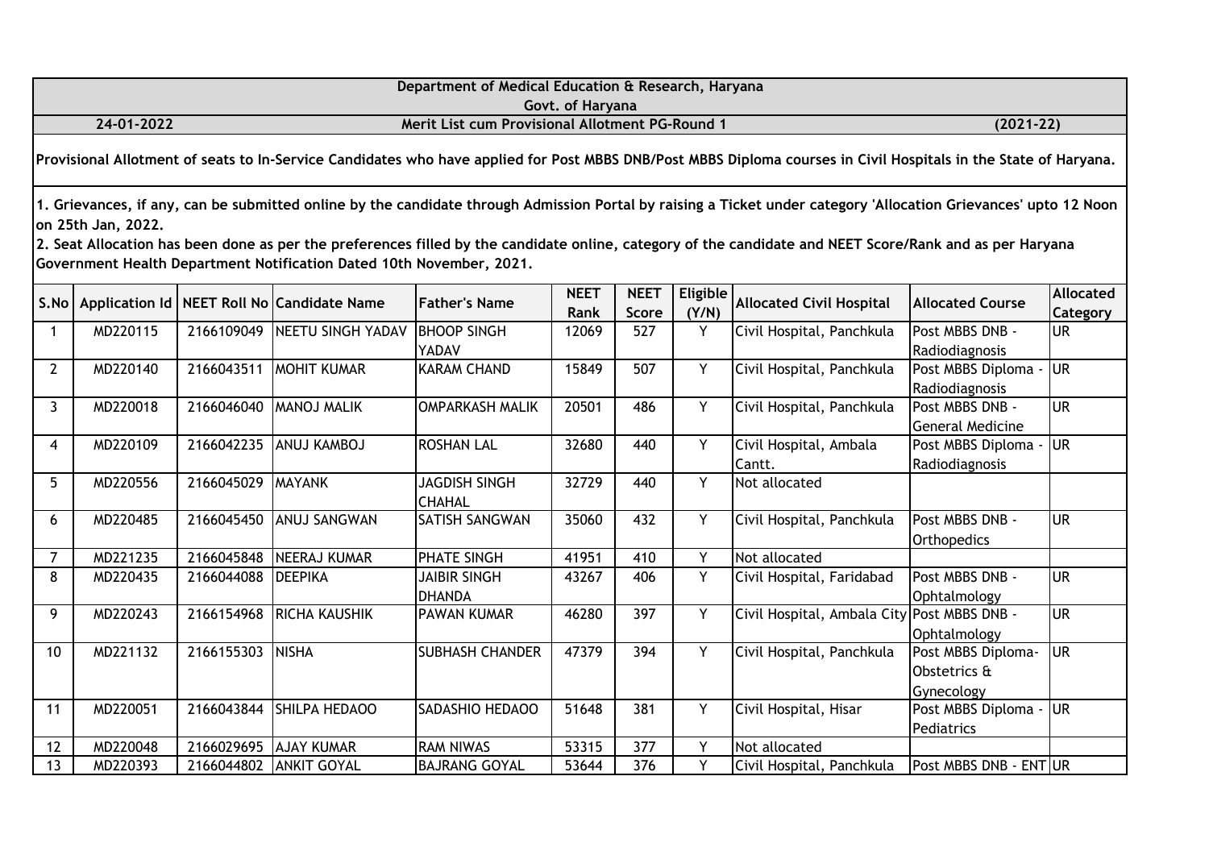**Department of Medical Education & Research, Haryana**

**Govt. of Haryana**

**24-01-2022** | **Merit List cum Provisional Allotment PG-Round 1** | **(2021-22)**

**Provisional Allotment of seats to In-Service Candidates who have applied for Post MBBS DNB/Post MBBS Diploma courses in Civil Hospitals in the State of Haryana.**

**1. Grievances, if any, can be submitted online by the candidate through Admission Portal by raising a Ticket under category 'Allocation Grievances' upto 12 Noon on 25th Jan, 2022.**

**2. Seat Allocation has been done as per the preferences filled by the candidate online, category of the candidate and NEET Score/Rank and as per Haryana Government Health Department Notification Dated 10th November, 2021.**

| S.No | Application Id | NEET Roll No | Candidate Name | Father's Name | NEET Rank | NEET Score | Eligible (Y/N) | Allocated Civil Hospital | Allocated Course | Allocated Category |
|---|---|---|---|---|---|---|---|---|---|---|
| 1 | MD220115 | 2166109049 | NEETU SINGH YADAV | BHOOP SINGH YADAV | 12069 | 527 | Y | Civil Hospital, Panchkula | Post MBBS DNB - Radiodiagnosis | UR |
| 2 | MD220140 | 2166043511 | MOHIT KUMAR | KARAM CHAND | 15849 | 507 | Y | Civil Hospital, Panchkula | Post MBBS Diploma - Radiodiagnosis | UR |
| 3 | MD220018 | 2166046040 | MANOJ MALIK | OMPARKASH MALIK | 20501 | 486 | Y | Civil Hospital, Panchkula | Post MBBS DNB - General Medicine | UR |
| 4 | MD220109 | 2166042235 | ANUJ KAMBOJ | ROSHAN LAL | 32680 | 440 | Y | Civil Hospital, Ambala Cantt. | Post MBBS Diploma - Radiodiagnosis | UR |
| 5 | MD220556 | 2166045029 | MAYANK | JAGDISH SINGH CHAHAL | 32729 | 440 | Y | Not allocated | | |
| 6 | MD220485 | 2166045450 | ANUJ SANGWAN | SATISH SANGWAN | 35060 | 432 | Y | Civil Hospital, Panchkula | Post MBBS DNB - Orthopedics | UR |
| 7 | MD221235 | 2166045848 | NEERAJ KUMAR | PHATE SINGH | 41951 | 410 | Y | Not allocated | | |
| 8 | MD220435 | 2166044088 | DEEPIKA | JAIBIR SINGH DHANDA | 43267 | 406 | Y | Civil Hospital, Faridabad | Post MBBS DNB - Ophtalmology | UR |
| 9 | MD220243 | 2166154968 | RICHA KAUSHIK | PAWAN KUMAR | 46280 | 397 | Y | Civil Hospital, Ambala City | Post MBBS DNB - Ophtalmology | UR |
| 10 | MD221132 | 2166155303 | NISHA | SUBHASH CHANDER | 47379 | 394 | Y | Civil Hospital, Panchkula | Post MBBS Diploma- Obstetrics & Gynecology | UR |
| 11 | MD220051 | 2166043844 | SHILPA HEDAOO | SADASHIO HEDAOO | 51648 | 381 | Y | Civil Hospital, Hisar | Post MBBS Diploma - Pediatrics | UR |
| 12 | MD220048 | 2166029695 | AJAY KUMAR | RAM NIWAS | 53315 | 377 | Y | Not allocated | | |
| 13 | MD220393 | 2166044802 | ANKIT GOYAL | BAJRANG GOYAL | 53644 | 376 | Y | Civil Hospital, Panchkula | Post MBBS DNB - ENT | UR |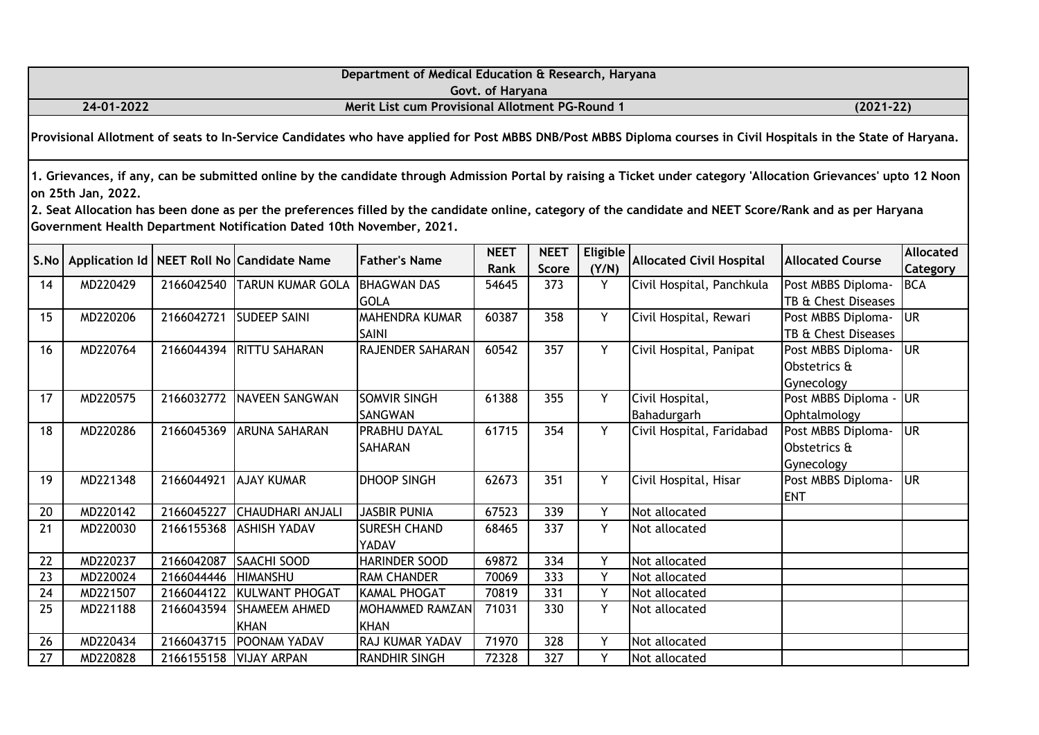**Department of Medical Education & Research, Haryana**

**Govt. of Haryana**

**24-01-2022** **Merit List cum Provisional Allotment PG-Round 1** **(2021-22)**

**Provisional Allotment of seats to In-Service Candidates who have applied for Post MBBS DNB/Post MBBS Diploma courses in Civil Hospitals in the State of Haryana.**

**1. Grievances, if any, can be submitted online by the candidate through Admission Portal by raising a Ticket under category 'Allocation Grievances' upto 12 Noon on 25th Jan, 2022.**

**2. Seat Allocation has been done as per the preferences filled by the candidate online, category of the candidate and NEET Score/Rank and as per Haryana Government Health Department Notification Dated 10th November, 2021.**

| S.No | Application Id | NEET Roll No | Candidate Name | Father's Name | NEET Rank | NEET Score | Eligible (Y/N) | Allocated Civil Hospital | Allocated Course | Allocated Category |
|---|---|---|---|---|---|---|---|---|---|---|
| 14 | MD220429 | 2166042540 | TARUN KUMAR GOLA | BHAGWAN DAS GOLA | 54645 | 373 | Y | Civil Hospital, Panchkula | Post MBBS Diploma-TB & Chest Diseases | BCA |
| 15 | MD220206 | 2166042721 | SUDEEP SAINI | MAHENDRA KUMAR SAINI | 60387 | 358 | Y | Civil Hospital, Rewari | Post MBBS Diploma-TB & Chest Diseases | UR |
| 16 | MD220764 | 2166044394 | RITTU SAHARAN | RAJENDER SAHARAN | 60542 | 357 | Y | Civil Hospital, Panipat | Post MBBS Diploma-Obstetrics & Gynecology | UR |
| 17 | MD220575 | 2166032772 | NAVEEN SANGWAN | SOMVIR SINGH SANGWAN | 61388 | 355 | Y | Civil Hospital, Bahadurgarh | Post MBBS Diploma - Ophtalmology | UR |
| 18 | MD220286 | 2166045369 | ARUNA SAHARAN | PRABHU DAYAL SAHARAN | 61715 | 354 | Y | Civil Hospital, Faridabad | Post MBBS Diploma-Obstetrics & Gynecology | UR |
| 19 | MD221348 | 2166044921 | AJAY KUMAR | DHOOP SINGH | 62673 | 351 | Y | Civil Hospital, Hisar | Post MBBS Diploma-ENT | UR |
| 20 | MD220142 | 2166045227 | CHAUDHARI ANJALI | JASBIR PUNIA | 67523 | 339 | Y | Not allocated | | |
| 21 | MD220030 | 2166155368 | ASHISH YADAV | SURESH CHAND YADAV | 68465 | 337 | Y | Not allocated | | |
| 22 | MD220237 | 2166042087 | SAACHI SOOD | HARINDER SOOD | 69872 | 334 | Y | Not allocated | | |
| 23 | MD220024 | 2166044446 | HIMANSHU | RAM CHANDER | 70069 | 333 | Y | Not allocated | | |
| 24 | MD221507 | 2166044122 | KULWANT PHOGAT | KAMAL PHOGAT | 70819 | 331 | Y | Not allocated | | |
| 25 | MD221188 | 2166043594 | SHAMEEM AHMED KHAN | MOHAMMED RAMZAN KHAN | 71031 | 330 | Y | Not allocated | | |
| 26 | MD220434 | 2166043715 | POONAM YADAV | RAJ KUMAR YADAV | 71970 | 328 | Y | Not allocated | | |
| 27 | MD220828 | 2166155158 | VIJAY ARPAN | RANDHIR SINGH | 72328 | 327 | Y | Not allocated | | |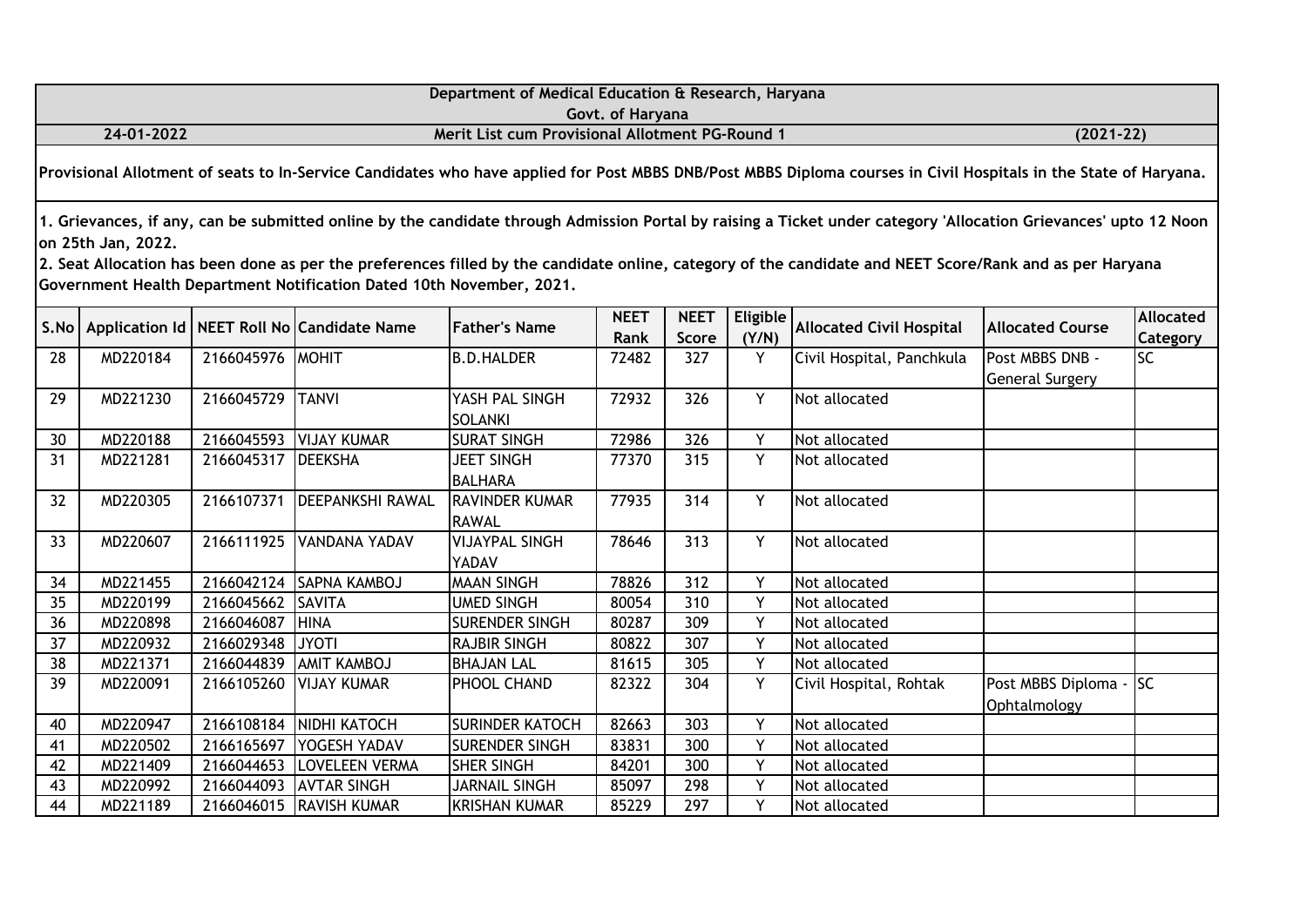**Department of Medical Education & Research, Haryana**

**Govt. of Haryana**

**24-01-2022** — **Merit List cum Provisional Allotment PG-Round 1** — **(2021-22)**

**Provisional Allotment of seats to In-Service Candidates who have applied for Post MBBS DNB/Post MBBS Diploma courses in Civil Hospitals in the State of Haryana.**

**1. Grievances, if any, can be submitted online by the candidate through Admission Portal by raising a Ticket under category 'Allocation Grievances' upto 12 Noon on 25th Jan, 2022.**

**2. Seat Allocation has been done as per the preferences filled by the candidate online, category of the candidate and NEET Score/Rank and as per Haryana Government Health Department Notification Dated 10th November, 2021.**

| S.No | Application Id | NEET Roll No | Candidate Name | Father's Name | NEET Rank | NEET Score | Eligible (Y/N) | Allocated Civil Hospital | Allocated Course | Allocated Category |
|---|---|---|---|---|---|---|---|---|---|---|
| 28 | MD220184 | 2166045976 | MOHIT | B.D.HALDER | 72482 | 327 | Y | Civil Hospital, Panchkula | Post MBBS DNB - General Surgery | SC |
| 29 | MD221230 | 2166045729 | TANVI | YASH PAL SINGH SOLANKI | 72932 | 326 | Y | Not allocated | | |
| 30 | MD220188 | 2166045593 | VIJAY KUMAR | SURAT SINGH | 72986 | 326 | Y | Not allocated | | |
| 31 | MD221281 | 2166045317 | DEEKSHA | JEET SINGH BALHARA | 77370 | 315 | Y | Not allocated | | |
| 32 | MD220305 | 2166107371 | DEEPANKSHI RAWAL | RAVINDER KUMAR RAWAL | 77935 | 314 | Y | Not allocated | | |
| 33 | MD220607 | 2166111925 | VANDANA YADAV | VIJAYPAL SINGH YADAV | 78646 | 313 | Y | Not allocated | | |
| 34 | MD221455 | 2166042124 | SAPNA KAMBOJ | MAAN SINGH | 78826 | 312 | Y | Not allocated | | |
| 35 | MD220199 | 2166045662 | SAVITA | UMED SINGH | 80054 | 310 | Y | Not allocated | | |
| 36 | MD220898 | 2166046087 | HINA | SURENDER SINGH | 80287 | 309 | Y | Not allocated | | |
| 37 | MD220932 | 2166029348 | JYOTI | RAJBIR SINGH | 80822 | 307 | Y | Not allocated | | |
| 38 | MD221371 | 2166044839 | AMIT KAMBOJ | BHAJAN LAL | 81615 | 305 | Y | Not allocated | | |
| 39 | MD220091 | 2166105260 | VIJAY KUMAR | PHOOL CHAND | 82322 | 304 | Y | Civil Hospital, Rohtak | Post MBBS Diploma - Ophtalmology | SC |
| 40 | MD220947 | 2166108184 | NIDHI KATOCH | SURINDER KATOCH | 82663 | 303 | Y | Not allocated | | |
| 41 | MD220502 | 2166165697 | YOGESH YADAV | SURENDER SINGH | 83831 | 300 | Y | Not allocated | | |
| 42 | MD221409 | 2166044653 | LOVELEEN VERMA | SHER SINGH | 84201 | 300 | Y | Not allocated | | |
| 43 | MD220992 | 2166044093 | AVTAR SINGH | JARNAIL SINGH | 85097 | 298 | Y | Not allocated | | |
| 44 | MD221189 | 2166046015 | RAVISH KUMAR | KRISHAN KUMAR | 85229 | 297 | Y | Not allocated | | |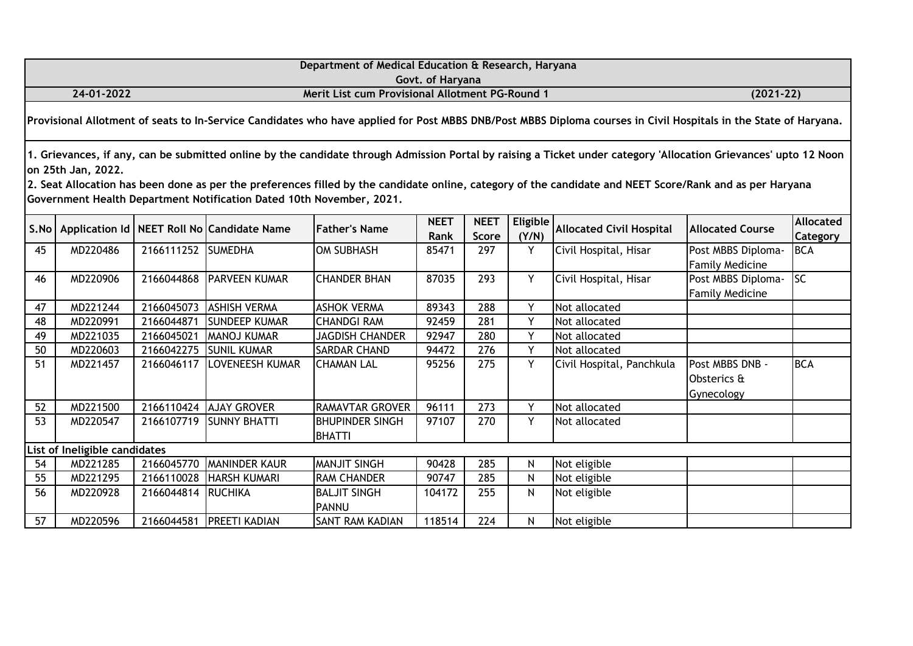**Department of Medical Education & Research, Haryana**

**Govt. of Haryana**

**24-01-2022** | **Merit List cum Provisional Allotment PG-Round 1** | **(2021-22)**

**Provisional Allotment of seats to In-Service Candidates who have applied for Post MBBS DNB/Post MBBS Diploma courses in Civil Hospitals in the State of Haryana.**

**1. Grievances, if any, can be submitted online by the candidate through Admission Portal by raising a Ticket under category 'Allocation Grievances' upto 12 Noon on 25th Jan, 2022.**

**2. Seat Allocation has been done as per the preferences filled by the candidate online, category of the candidate and NEET Score/Rank and as per Haryana Government Health Department Notification Dated 10th November, 2021.**

| S.No | Application Id | NEET Roll No | Candidate Name | Father's Name | NEET Rank | NEET Score | Eligible (Y/N) | Allocated Civil Hospital | Allocated Course | Allocated Category |
|---|---|---|---|---|---|---|---|---|---|---|
| 45 | MD220486 | 2166111252 | SUMEDHA | OM SUBHASH | 85471 | 297 | Y | Civil Hospital, Hisar | Post MBBS Diploma-Family Medicine | BCA |
| 46 | MD220906 | 2166044868 | PARVEEN KUMAR | CHANDER BHAN | 87035 | 293 | Y | Civil Hospital, Hisar | Post MBBS Diploma-Family Medicine | SC |
| 47 | MD221244 | 2166045073 | ASHISH VERMA | ASHOK VERMA | 89343 | 288 | Y | Not allocated | | |
| 48 | MD220991 | 2166044871 | SUNDEEP KUMAR | CHANDGI RAM | 92459 | 281 | Y | Not allocated | | |
| 49 | MD221035 | 2166045021 | MANOJ KUMAR | JAGDISH CHANDER | 92947 | 280 | Y | Not allocated | | |
| 50 | MD220603 | 2166042275 | SUNIL KUMAR | SARDAR CHAND | 94472 | 276 | Y | Not allocated | | |
| 51 | MD221457 | 2166046117 | LOVENEESH KUMAR | CHAMAN LAL | 95256 | 275 | Y | Civil Hospital, Panchkula | Post MBBS DNB - Obsterics & Gynecology | BCA |
| 52 | MD221500 | 2166110424 | AJAY GROVER | RAMAVTAR GROVER | 96111 | 273 | Y | Not allocated | | |
| 53 | MD220547 | 2166107719 | SUNNY BHATTI | BHUPINDER SINGH BHATTI | 97107 | 270 | Y | Not allocated | | |
| **List of Ineligible candidates** | | | | | | | | | | |
| 54 | MD221285 | 2166045770 | MANINDER KAUR | MANJIT SINGH | 90428 | 285 | N | Not eligible | | |
| 55 | MD221295 | 2166110028 | HARSH KUMARI | RAM CHANDER | 90747 | 285 | N | Not eligible | | |
| 56 | MD220928 | 2166044814 | RUCHIKA | BALJIT SINGH PANNU | 104172 | 255 | N | Not eligible | | |
| 57 | MD220596 | 2166044581 | PREETI KADIAN | SANT RAM KADIAN | 118514 | 224 | N | Not eligible | | |